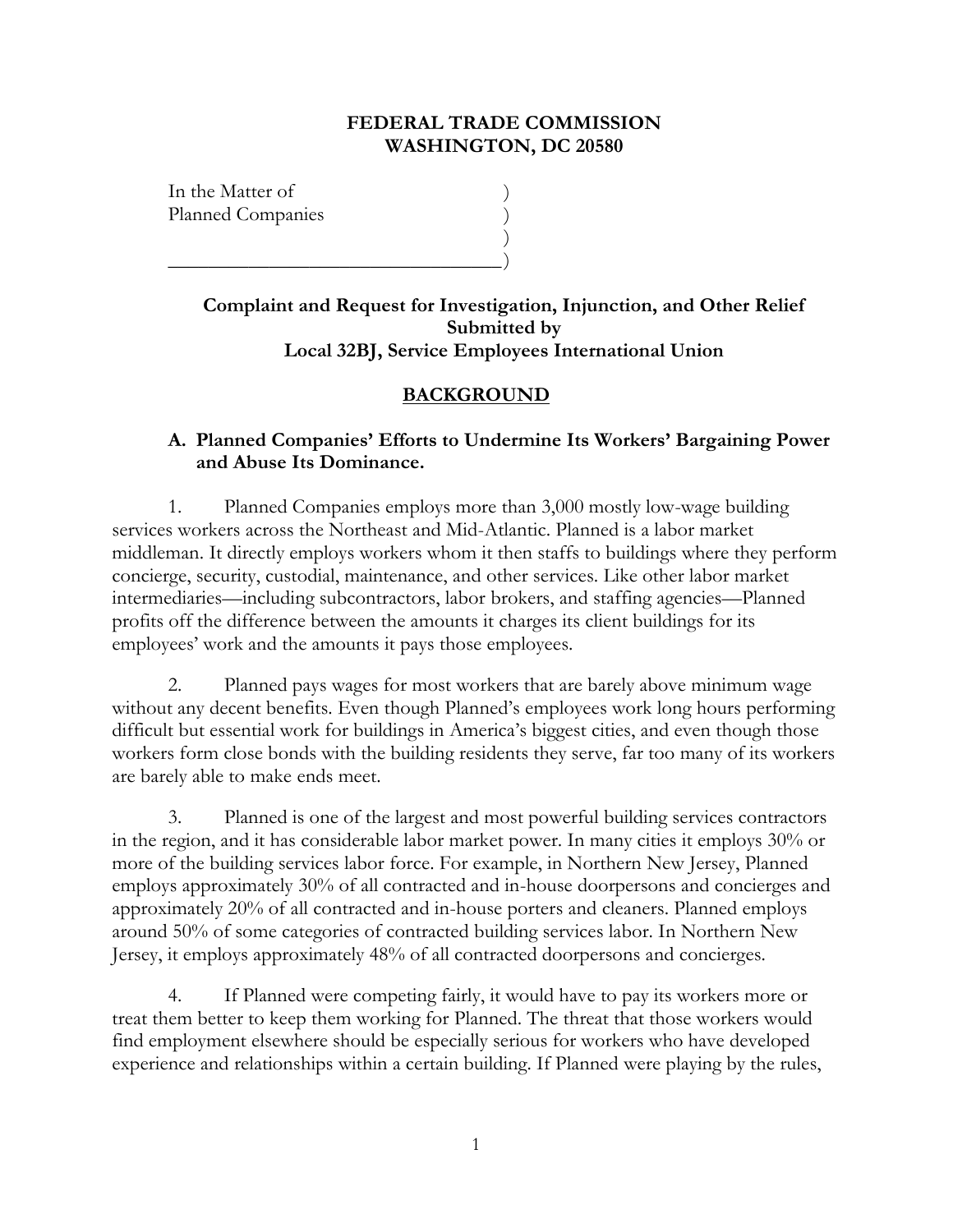**FEDERAL TRADE COMMISSION**
**WASHINGTON, DC 20580**

In the Matter of )
Planned Companies )
)
\_\_\_\_\_\_\_\_\_\_\_\_\_\_\_\_\_\_\_\_\_\_\_\_\_\_\_\_\_\_\_\_\_\_)

**Complaint and Request for Investigation, Injunction, and Other Relief Submitted by Local 32BJ, Service Employees International Union**

## BACKGROUND

### A. Planned Companies' Efforts to Undermine Its Workers' Bargaining Power and Abuse Its Dominance.

1. Planned Companies employs more than 3,000 mostly low-wage building services workers across the Northeast and Mid-Atlantic. Planned is a labor market middleman. It directly employs workers whom it then staffs to buildings where they perform concierge, security, custodial, maintenance, and other services. Like other labor market intermediaries—including subcontractors, labor brokers, and staffing agencies—Planned profits off the difference between the amounts it charges its client buildings for its employees' work and the amounts it pays those employees.

2. Planned pays wages for most workers that are barely above minimum wage without any decent benefits. Even though Planned's employees work long hours performing difficult but essential work for buildings in America's biggest cities, and even though those workers form close bonds with the building residents they serve, far too many of its workers are barely able to make ends meet.

3. Planned is one of the largest and most powerful building services contractors in the region, and it has considerable labor market power. In many cities it employs 30% or more of the building services labor force. For example, in Northern New Jersey, Planned employs approximately 30% of all contracted and in-house doorpersons and concierges and approximately 20% of all contracted and in-house porters and cleaners. Planned employs around 50% of some categories of contracted building services labor. In Northern New Jersey, it employs approximately 48% of all contracted doorpersons and concierges.

4. If Planned were competing fairly, it would have to pay its workers more or treat them better to keep them working for Planned. The threat that those workers would find employment elsewhere should be especially serious for workers who have developed experience and relationships within a certain building. If Planned were playing by the rules,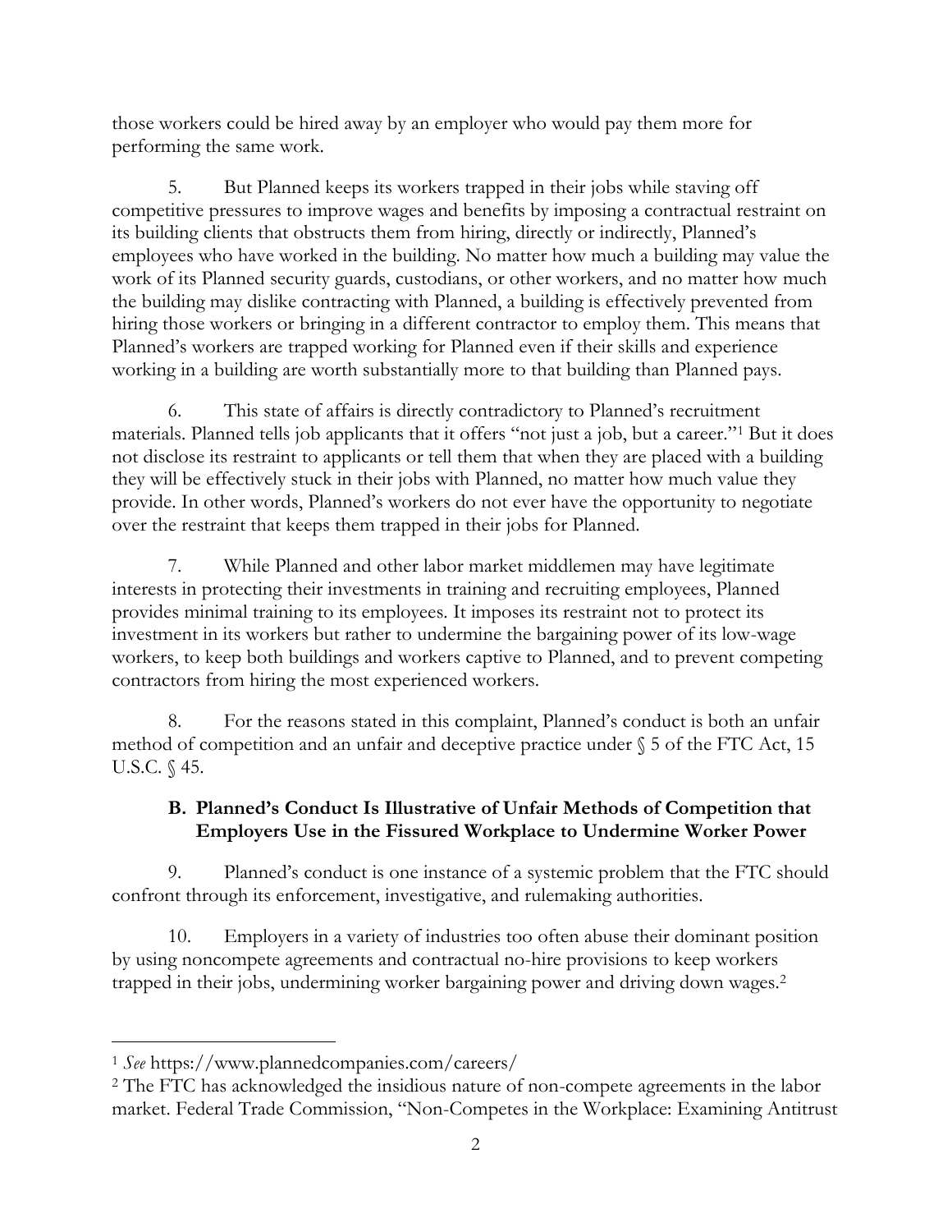those workers could be hired away by an employer who would pay them more for performing the same work.

5. But Planned keeps its workers trapped in their jobs while staving off competitive pressures to improve wages and benefits by imposing a contractual restraint on its building clients that obstructs them from hiring, directly or indirectly, Planned's employees who have worked in the building. No matter how much a building may value the work of its Planned security guards, custodians, or other workers, and no matter how much the building may dislike contracting with Planned, a building is effectively prevented from hiring those workers or bringing in a different contractor to employ them. This means that Planned's workers are trapped working for Planned even if their skills and experience working in a building are worth substantially more to that building than Planned pays.

6. This state of affairs is directly contradictory to Planned's recruitment materials. Planned tells job applicants that it offers "not just a job, but a career."[1] But it does not disclose its restraint to applicants or tell them that when they are placed with a building they will be effectively stuck in their jobs with Planned, no matter how much value they provide. In other words, Planned's workers do not ever have the opportunity to negotiate over the restraint that keeps them trapped in their jobs for Planned.

7. While Planned and other labor market middlemen may have legitimate interests in protecting their investments in training and recruiting employees, Planned provides minimal training to its employees. It imposes its restraint not to protect its investment in its workers but rather to undermine the bargaining power of its low-wage workers, to keep both buildings and workers captive to Planned, and to prevent competing contractors from hiring the most experienced workers.

8. For the reasons stated in this complaint, Planned's conduct is both an unfair method of competition and an unfair and deceptive practice under § 5 of the FTC Act, 15 U.S.C. § 45.

### B. Planned's Conduct Is Illustrative of Unfair Methods of Competition that Employers Use in the Fissured Workplace to Undermine Worker Power

9. Planned's conduct is one instance of a systemic problem that the FTC should confront through its enforcement, investigative, and rulemaking authorities.

10. Employers in a variety of industries too often abuse their dominant position by using noncompete agreements and contractual no-hire provisions to keep workers trapped in their jobs, undermining worker bargaining power and driving down wages.[2]

---

[1] *See* https://www.plannedcompanies.com/careers/

[2] The FTC has acknowledged the insidious nature of non-compete agreements in the labor market. Federal Trade Commission, "Non-Competes in the Workplace: Examining Antitrust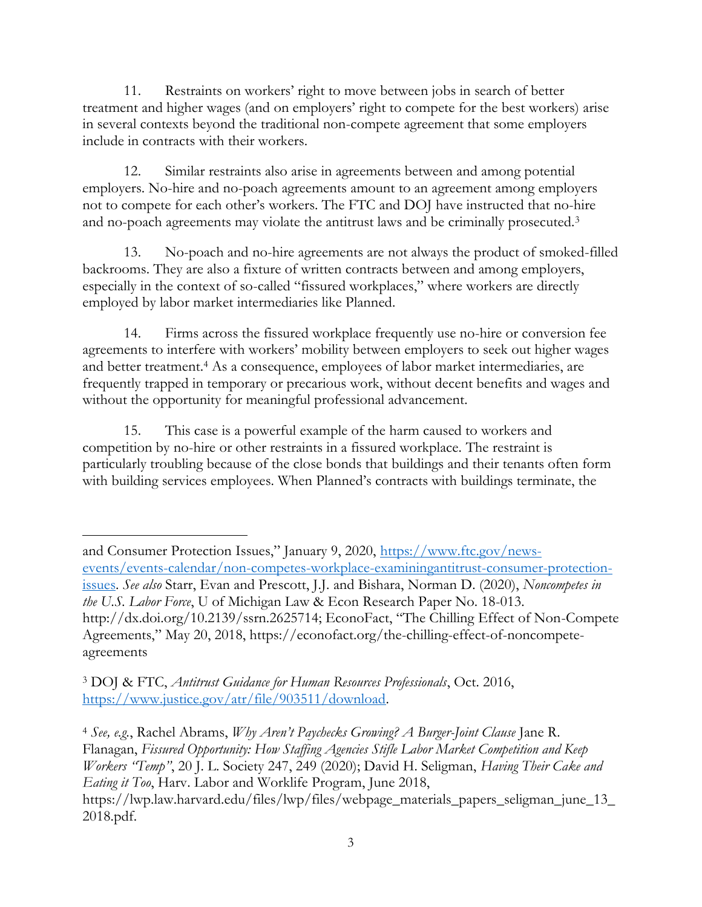11. Restraints on workers' right to move between jobs in search of better treatment and higher wages (and on employers' right to compete for the best workers) arise in several contexts beyond the traditional non-compete agreement that some employers include in contracts with their workers.

12. Similar restraints also arise in agreements between and among potential employers. No-hire and no-poach agreements amount to an agreement among employers not to compete for each other's workers. The FTC and DOJ have instructed that no-hire and no-poach agreements may violate the antitrust laws and be criminally prosecuted.[3]

13. No-poach and no-hire agreements are not always the product of smoked-filled backrooms. They are also a fixture of written contracts between and among employers, especially in the context of so-called "fissured workplaces," where workers are directly employed by labor market intermediaries like Planned.

14. Firms across the fissured workplace frequently use no-hire or conversion fee agreements to interfere with workers' mobility between employers to seek out higher wages and better treatment.[4] As a consequence, employees of labor market intermediaries, are frequently trapped in temporary or precarious work, without decent benefits and wages and without the opportunity for meaningful professional advancement.

15. This case is a powerful example of the harm caused to workers and competition by no-hire or other restraints in a fissured workplace. The restraint is particularly troubling because of the close bonds that buildings and their tenants often form with building services employees. When Planned's contracts with buildings terminate, the

---

and Consumer Protection Issues," January 9, 2020, https://www.ftc.gov/news-events/events-calendar/non-competes-workplace-examiningantitrust-consumer-protection-issues. *See also* Starr, Evan and Prescott, J.J. and Bishara, Norman D. (2020), *Noncompetes in the U.S. Labor Force*, U of Michigan Law & Econ Research Paper No. 18-013. http://dx.doi.org/10.2139/ssrn.2625714; EconoFact, "The Chilling Effect of Non-Compete Agreements," May 20, 2018, https://econofact.org/the-chilling-effect-of-noncompete-agreements

[3] DOJ & FTC, *Antitrust Guidance for Human Resources Professionals*, Oct. 2016, https://www.justice.gov/atr/file/903511/download.

[4] *See, e.g.*, Rachel Abrams, *Why Aren't Paychecks Growing? A Burger-Joint Clause* Jane R. Flanagan, *Fissured Opportunity: How Staffing Agencies Stifle Labor Market Competition and Keep Workers "Temp"*, 20 J. L. Society 247, 249 (2020); David H. Seligman, *Having Their Cake and Eating it Too*, Harv. Labor and Worklife Program, June 2018, https://lwp.law.harvard.edu/files/lwp/files/webpage_materials_papers_seligman_june_13_2018.pdf.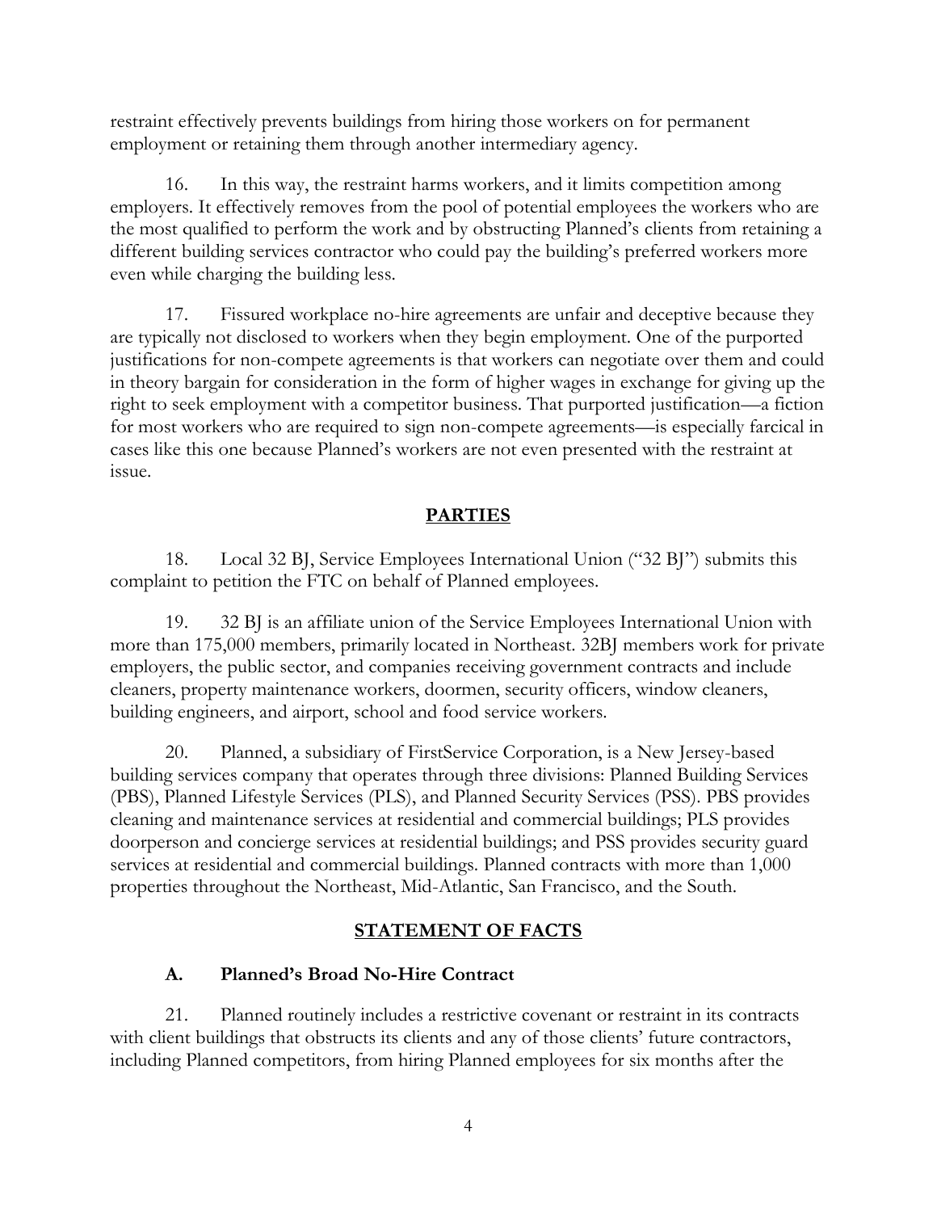restraint effectively prevents buildings from hiring those workers on for permanent employment or retaining them through another intermediary agency.

16. In this way, the restraint harms workers, and it limits competition among employers. It effectively removes from the pool of potential employees the workers who are the most qualified to perform the work and by obstructing Planned's clients from retaining a different building services contractor who could pay the building's preferred workers more even while charging the building less.

17. Fissured workplace no-hire agreements are unfair and deceptive because they are typically not disclosed to workers when they begin employment. One of the purported justifications for non-compete agreements is that workers can negotiate over them and could in theory bargain for consideration in the form of higher wages in exchange for giving up the right to seek employment with a competitor business. That purported justification—a fiction for most workers who are required to sign non-compete agreements—is especially farcical in cases like this one because Planned's workers are not even presented with the restraint at issue.

## PARTIES

18. Local 32 BJ, Service Employees International Union ("32 BJ") submits this complaint to petition the FTC on behalf of Planned employees.

19. 32 BJ is an affiliate union of the Service Employees International Union with more than 175,000 members, primarily located in Northeast. 32BJ members work for private employers, the public sector, and companies receiving government contracts and include cleaners, property maintenance workers, doormen, security officers, window cleaners, building engineers, and airport, school and food service workers.

20. Planned, a subsidiary of FirstService Corporation, is a New Jersey-based building services company that operates through three divisions: Planned Building Services (PBS), Planned Lifestyle Services (PLS), and Planned Security Services (PSS). PBS provides cleaning and maintenance services at residential and commercial buildings; PLS provides doorperson and concierge services at residential buildings; and PSS provides security guard services at residential and commercial buildings. Planned contracts with more than 1,000 properties throughout the Northeast, Mid-Atlantic, San Francisco, and the South.

## STATEMENT OF FACTS

### A. Planned's Broad No-Hire Contract

21. Planned routinely includes a restrictive covenant or restraint in its contracts with client buildings that obstructs its clients and any of those clients' future contractors, including Planned competitors, from hiring Planned employees for six months after the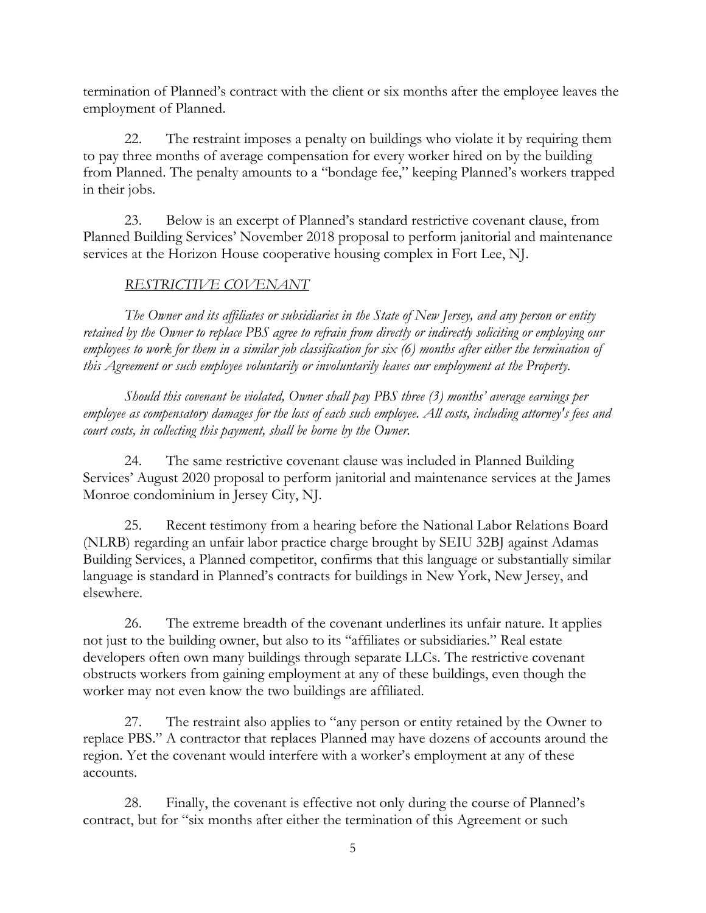termination of Planned's contract with the client or six months after the employee leaves the employment of Planned.

22. The restraint imposes a penalty on buildings who violate it by requiring them to pay three months of average compensation for every worker hired on by the building from Planned. The penalty amounts to a "bondage fee," keeping Planned's workers trapped in their jobs.

23. Below is an excerpt of Planned's standard restrictive covenant clause, from Planned Building Services' November 2018 proposal to perform janitorial and maintenance services at the Horizon House cooperative housing complex in Fort Lee, NJ.

*RESTRICTIVE COVENANT*

*The Owner and its affiliates or subsidiaries in the State of New Jersey, and any person or entity retained by the Owner to replace PBS agree to refrain from directly or indirectly soliciting or employing our employees to work for them in a similar job classification for six (6) months after either the termination of this Agreement or such employee voluntarily or involuntarily leaves our employment at the Property.*

*Should this covenant be violated, Owner shall pay PBS three (3) months' average earnings per employee as compensatory damages for the loss of each such employee. All costs, including attorney's fees and court costs, in collecting this payment, shall be borne by the Owner.*

24. The same restrictive covenant clause was included in Planned Building Services' August 2020 proposal to perform janitorial and maintenance services at the James Monroe condominium in Jersey City, NJ.

25. Recent testimony from a hearing before the National Labor Relations Board (NLRB) regarding an unfair labor practice charge brought by SEIU 32BJ against Adamas Building Services, a Planned competitor, confirms that this language or substantially similar language is standard in Planned's contracts for buildings in New York, New Jersey, and elsewhere.

26. The extreme breadth of the covenant underlines its unfair nature. It applies not just to the building owner, but also to its "affiliates or subsidiaries." Real estate developers often own many buildings through separate LLCs. The restrictive covenant obstructs workers from gaining employment at any of these buildings, even though the worker may not even know the two buildings are affiliated.

27. The restraint also applies to "any person or entity retained by the Owner to replace PBS." A contractor that replaces Planned may have dozens of accounts around the region. Yet the covenant would interfere with a worker's employment at any of these accounts.

28. Finally, the covenant is effective not only during the course of Planned's contract, but for "six months after either the termination of this Agreement or such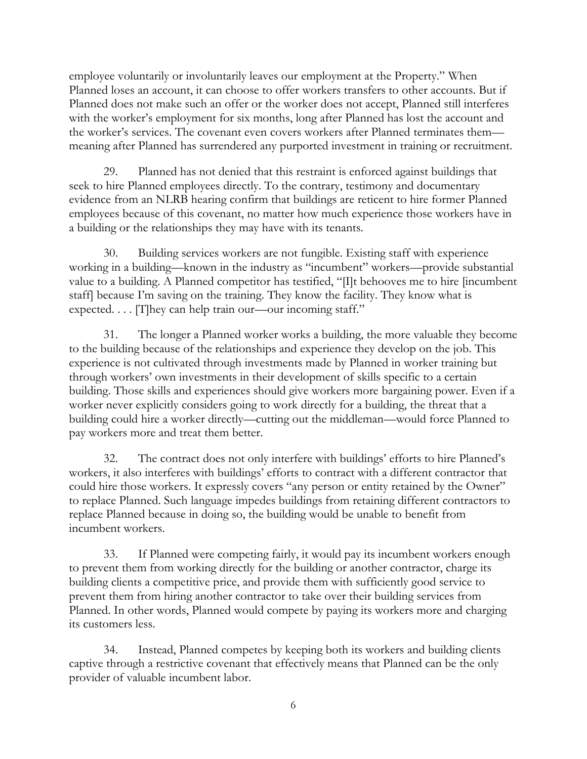employee voluntarily or involuntarily leaves our employment at the Property." When Planned loses an account, it can choose to offer workers transfers to other accounts. But if Planned does not make such an offer or the worker does not accept, Planned still interferes with the worker's employment for six months, long after Planned has lost the account and the worker's services. The covenant even covers workers after Planned terminates them—meaning after Planned has surrendered any purported investment in training or recruitment.

29. Planned has not denied that this restraint is enforced against buildings that seek to hire Planned employees directly. To the contrary, testimony and documentary evidence from an NLRB hearing confirm that buildings are reticent to hire former Planned employees because of this covenant, no matter how much experience those workers have in a building or the relationships they may have with its tenants.

30. Building services workers are not fungible. Existing staff with experience working in a building—known in the industry as "incumbent" workers—provide substantial value to a building. A Planned competitor has testified, "[I]t behooves me to hire [incumbent staff] because I'm saving on the training. They know the facility. They know what is expected. . . . [T]hey can help train our—our incoming staff."

31. The longer a Planned worker works a building, the more valuable they become to the building because of the relationships and experience they develop on the job. This experience is not cultivated through investments made by Planned in worker training but through workers' own investments in their development of skills specific to a certain building. Those skills and experiences should give workers more bargaining power. Even if a worker never explicitly considers going to work directly for a building, the threat that a building could hire a worker directly—cutting out the middleman—would force Planned to pay workers more and treat them better.

32. The contract does not only interfere with buildings' efforts to hire Planned's workers, it also interferes with buildings' efforts to contract with a different contractor that could hire those workers. It expressly covers "any person or entity retained by the Owner" to replace Planned. Such language impedes buildings from retaining different contractors to replace Planned because in doing so, the building would be unable to benefit from incumbent workers.

33. If Planned were competing fairly, it would pay its incumbent workers enough to prevent them from working directly for the building or another contractor, charge its building clients a competitive price, and provide them with sufficiently good service to prevent them from hiring another contractor to take over their building services from Planned. In other words, Planned would compete by paying its workers more and charging its customers less.

34. Instead, Planned competes by keeping both its workers and building clients captive through a restrictive covenant that effectively means that Planned can be the only provider of valuable incumbent labor.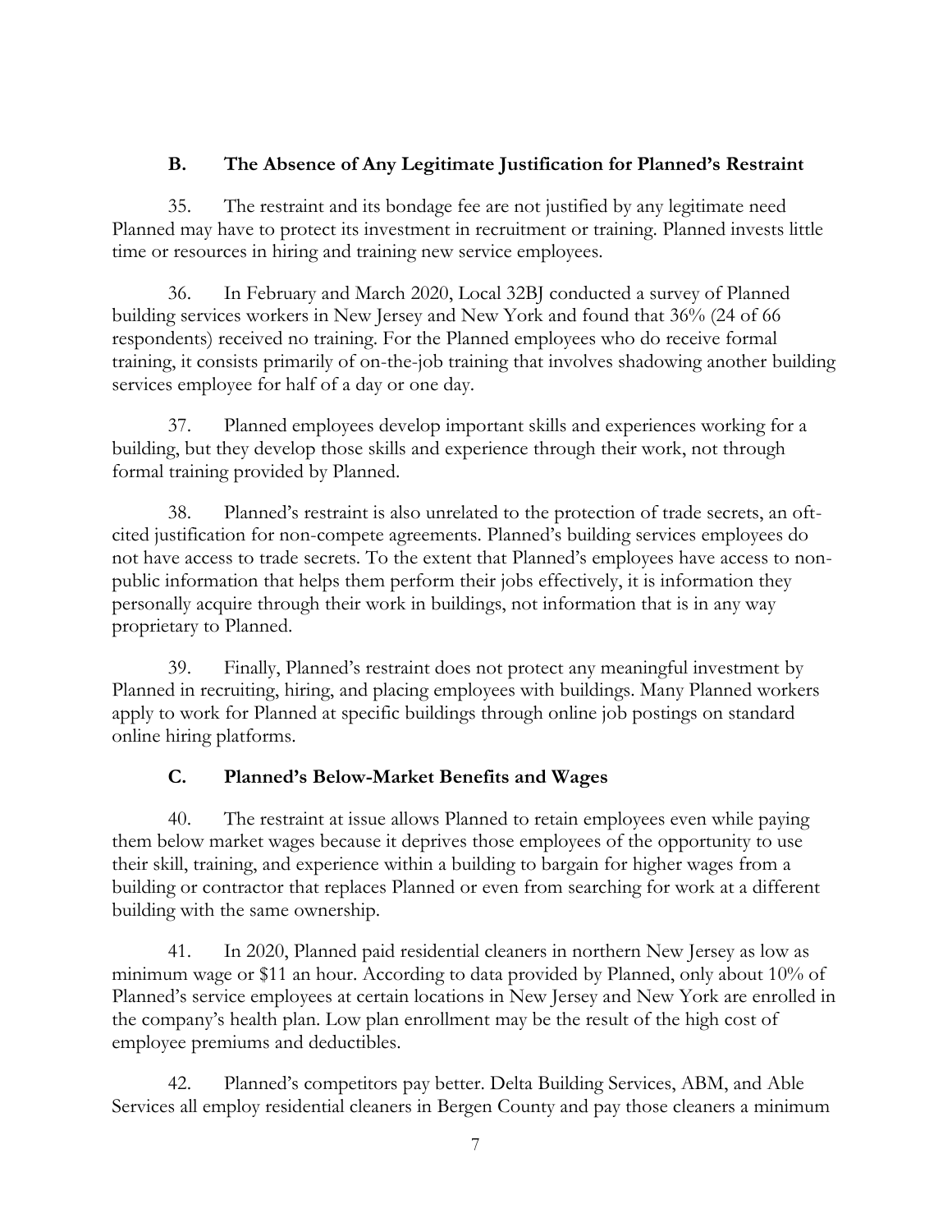### B. The Absence of Any Legitimate Justification for Planned's Restraint

35. The restraint and its bondage fee are not justified by any legitimate need Planned may have to protect its investment in recruitment or training. Planned invests little time or resources in hiring and training new service employees.

36. In February and March 2020, Local 32BJ conducted a survey of Planned building services workers in New Jersey and New York and found that 36% (24 of 66 respondents) received no training. For the Planned employees who do receive formal training, it consists primarily of on-the-job training that involves shadowing another building services employee for half of a day or one day.

37. Planned employees develop important skills and experiences working for a building, but they develop those skills and experience through their work, not through formal training provided by Planned.

38. Planned's restraint is also unrelated to the protection of trade secrets, an oft-cited justification for non-compete agreements. Planned's building services employees do not have access to trade secrets. To the extent that Planned's employees have access to non-public information that helps them perform their jobs effectively, it is information they personally acquire through their work in buildings, not information that is in any way proprietary to Planned.

39. Finally, Planned's restraint does not protect any meaningful investment by Planned in recruiting, hiring, and placing employees with buildings. Many Planned workers apply to work for Planned at specific buildings through online job postings on standard online hiring platforms.

### C. Planned's Below-Market Benefits and Wages

40. The restraint at issue allows Planned to retain employees even while paying them below market wages because it deprives those employees of the opportunity to use their skill, training, and experience within a building to bargain for higher wages from a building or contractor that replaces Planned or even from searching for work at a different building with the same ownership.

41. In 2020, Planned paid residential cleaners in northern New Jersey as low as minimum wage or $11 an hour. According to data provided by Planned, only about 10% of Planned's service employees at certain locations in New Jersey and New York are enrolled in the company's health plan. Low plan enrollment may be the result of the high cost of employee premiums and deductibles.

42. Planned's competitors pay better. Delta Building Services, ABM, and Able Services all employ residential cleaners in Bergen County and pay those cleaners a minimum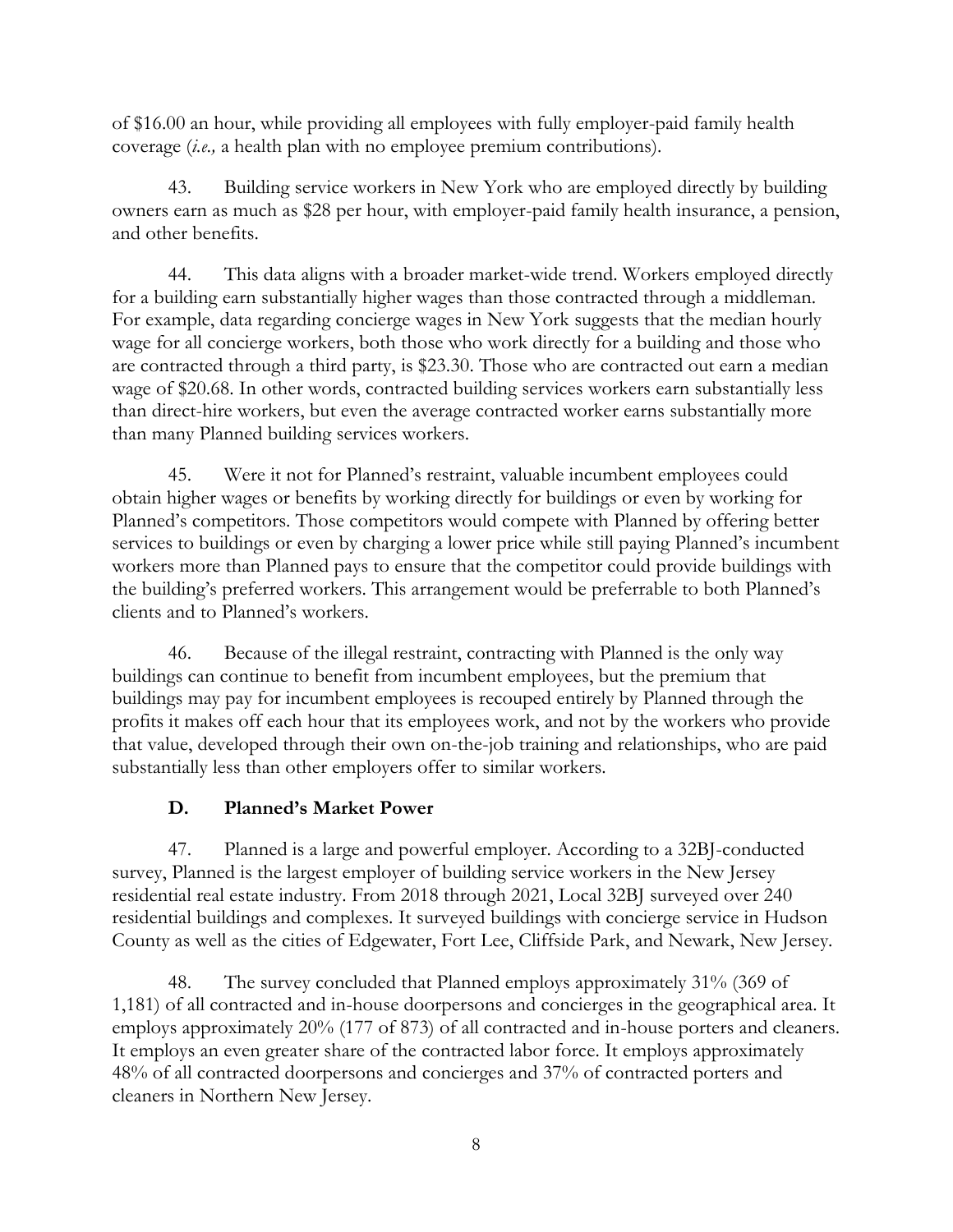of $16.00 an hour, while providing all employees with fully employer-paid family health coverage (*i.e.,* a health plan with no employee premium contributions).

43. Building service workers in New York who are employed directly by building owners earn as much as $28 per hour, with employer-paid family health insurance, a pension, and other benefits.

44. This data aligns with a broader market-wide trend. Workers employed directly for a building earn substantially higher wages than those contracted through a middleman. For example, data regarding concierge wages in New York suggests that the median hourly wage for all concierge workers, both those who work directly for a building and those who are contracted through a third party, is $23.30. Those who are contracted out earn a median wage of $20.68. In other words, contracted building services workers earn substantially less than direct-hire workers, but even the average contracted worker earns substantially more than many Planned building services workers.

45. Were it not for Planned's restraint, valuable incumbent employees could obtain higher wages or benefits by working directly for buildings or even by working for Planned's competitors. Those competitors would compete with Planned by offering better services to buildings or even by charging a lower price while still paying Planned's incumbent workers more than Planned pays to ensure that the competitor could provide buildings with the building's preferred workers. This arrangement would be preferrable to both Planned's clients and to Planned's workers.

46. Because of the illegal restraint, contracting with Planned is the only way buildings can continue to benefit from incumbent employees, but the premium that buildings may pay for incumbent employees is recouped entirely by Planned through the profits it makes off each hour that its employees work, and not by the workers who provide that value, developed through their own on-the-job training and relationships, who are paid substantially less than other employers offer to similar workers.

### D. Planned's Market Power

47. Planned is a large and powerful employer. According to a 32BJ-conducted survey, Planned is the largest employer of building service workers in the New Jersey residential real estate industry. From 2018 through 2021, Local 32BJ surveyed over 240 residential buildings and complexes. It surveyed buildings with concierge service in Hudson County as well as the cities of Edgewater, Fort Lee, Cliffside Park, and Newark, New Jersey.

48. The survey concluded that Planned employs approximately 31% (369 of 1,181) of all contracted and in-house doorpersons and concierges in the geographical area. It employs approximately 20% (177 of 873) of all contracted and in-house porters and cleaners. It employs an even greater share of the contracted labor force. It employs approximately 48% of all contracted doorpersons and concierges and 37% of contracted porters and cleaners in Northern New Jersey.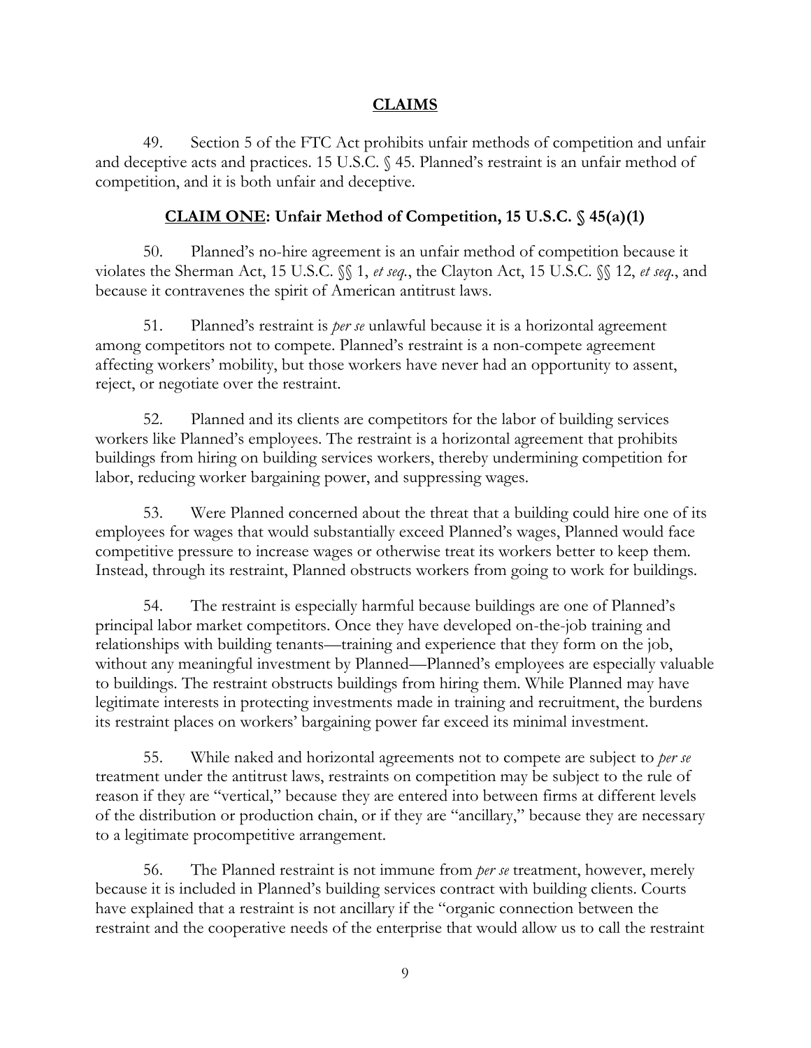## **CLAIMS**

49. Section 5 of the FTC Act prohibits unfair methods of competition and unfair and deceptive acts and practices. 15 U.S.C. § 45. Planned's restraint is an unfair method of competition, and it is both unfair and deceptive.

### **CLAIM ONE: Unfair Method of Competition, 15 U.S.C. § 45(a)(1)**

50. Planned's no-hire agreement is an unfair method of competition because it violates the Sherman Act, 15 U.S.C. §§ 1, *et seq.*, the Clayton Act, 15 U.S.C. §§ 12, *et seq.*, and because it contravenes the spirit of American antitrust laws.

51. Planned's restraint is *per se* unlawful because it is a horizontal agreement among competitors not to compete. Planned's restraint is a non-compete agreement affecting workers' mobility, but those workers have never had an opportunity to assent, reject, or negotiate over the restraint.

52. Planned and its clients are competitors for the labor of building services workers like Planned's employees. The restraint is a horizontal agreement that prohibits buildings from hiring on building services workers, thereby undermining competition for labor, reducing worker bargaining power, and suppressing wages.

53. Were Planned concerned about the threat that a building could hire one of its employees for wages that would substantially exceed Planned's wages, Planned would face competitive pressure to increase wages or otherwise treat its workers better to keep them. Instead, through its restraint, Planned obstructs workers from going to work for buildings.

54. The restraint is especially harmful because buildings are one of Planned's principal labor market competitors. Once they have developed on-the-job training and relationships with building tenants—training and experience that they form on the job, without any meaningful investment by Planned—Planned's employees are especially valuable to buildings. The restraint obstructs buildings from hiring them. While Planned may have legitimate interests in protecting investments made in training and recruitment, the burdens its restraint places on workers' bargaining power far exceed its minimal investment.

55. While naked and horizontal agreements not to compete are subject to *per se* treatment under the antitrust laws, restraints on competition may be subject to the rule of reason if they are "vertical," because they are entered into between firms at different levels of the distribution or production chain, or if they are "ancillary," because they are necessary to a legitimate procompetitive arrangement.

56. The Planned restraint is not immune from *per se* treatment, however, merely because it is included in Planned's building services contract with building clients. Courts have explained that a restraint is not ancillary if the "organic connection between the restraint and the cooperative needs of the enterprise that would allow us to call the restraint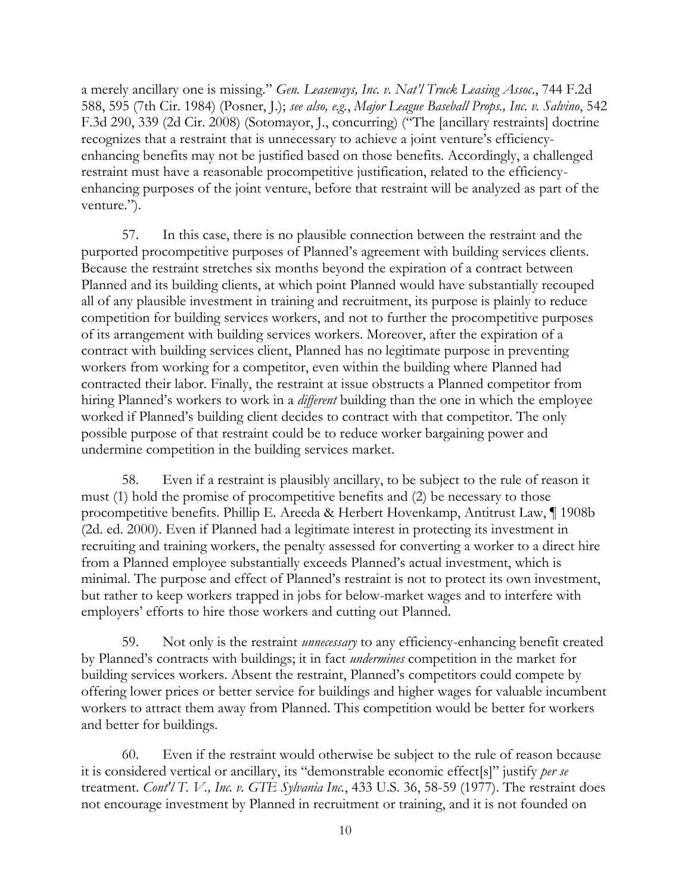a merely ancillary one is missing." *Gen. Leaseways, Inc. v. Nat'l Truck Leasing Assoc.*, 744 F.2d 588, 595 (7th Cir. 1984) (Posner, J.); *see also, e.g.*, *Major League Baseball Props., Inc. v. Salvino*, 542 F.3d 290, 339 (2d Cir. 2008) (Sotomayor, J., concurring) ("The [ancillary restraints] doctrine recognizes that a restraint that is unnecessary to achieve a joint venture's efficiency-enhancing benefits may not be justified based on those benefits. Accordingly, a challenged restraint must have a reasonable procompetitive justification, related to the efficiency-enhancing purposes of the joint venture, before that restraint will be analyzed as part of the venture.").

57. In this case, there is no plausible connection between the restraint and the purported procompetitive purposes of Planned's agreement with building services clients. Because the restraint stretches six months beyond the expiration of a contract between Planned and its building clients, at which point Planned would have substantially recouped all of any plausible investment in training and recruitment, its purpose is plainly to reduce competition for building services workers, and not to further the procompetitive purposes of its arrangement with building services workers. Moreover, after the expiration of a contract with building services client, Planned has no legitimate purpose in preventing workers from working for a competitor, even within the building where Planned had contracted their labor. Finally, the restraint at issue obstructs a Planned competitor from hiring Planned's workers to work in a *different* building than the one in which the employee worked if Planned's building client decides to contract with that competitor. The only possible purpose of that restraint could be to reduce worker bargaining power and undermine competition in the building services market.

58. Even if a restraint is plausibly ancillary, to be subject to the rule of reason it must (1) hold the promise of procompetitive benefits and (2) be necessary to those procompetitive benefits. Phillip E. Areeda & Herbert Hovenkamp, Antitrust Law, ¶ 1908b (2d. ed. 2000). Even if Planned had a legitimate interest in protecting its investment in recruiting and training workers, the penalty assessed for converting a worker to a direct hire from a Planned employee substantially exceeds Planned's actual investment, which is minimal. The purpose and effect of Planned's restraint is not to protect its own investment, but rather to keep workers trapped in jobs for below-market wages and to interfere with employers' efforts to hire those workers and cutting out Planned.

59. Not only is the restraint *unnecessary* to any efficiency-enhancing benefit created by Planned's contracts with buildings; it in fact *undermines* competition in the market for building services workers. Absent the restraint, Planned's competitors could compete by offering lower prices or better service for buildings and higher wages for valuable incumbent workers to attract them away from Planned. This competition would be better for workers and better for buildings.

60. Even if the restraint would otherwise be subject to the rule of reason because it is considered vertical or ancillary, its "demonstrable economic effect[s]" justify *per se* treatment. *Cont'l T. V., Inc. v. GTE Sylvania Inc.*, 433 U.S. 36, 58-59 (1977). The restraint does not encourage investment by Planned in recruitment or training, and it is not founded on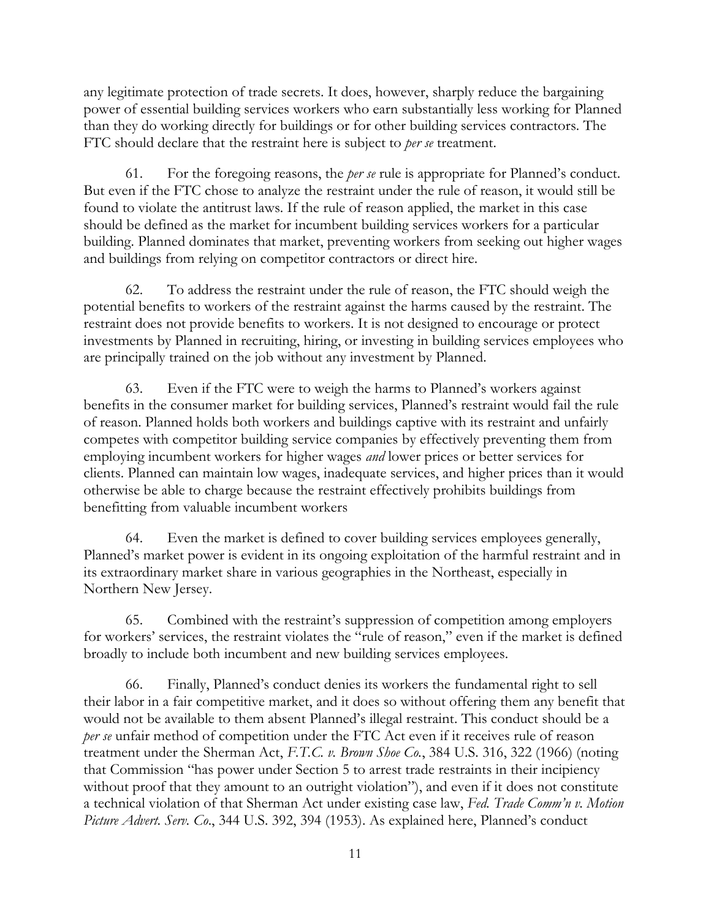any legitimate protection of trade secrets. It does, however, sharply reduce the bargaining power of essential building services workers who earn substantially less working for Planned than they do working directly for buildings or for other building services contractors. The FTC should declare that the restraint here is subject to *per se* treatment.

61. For the foregoing reasons, the *per se* rule is appropriate for Planned's conduct. But even if the FTC chose to analyze the restraint under the rule of reason, it would still be found to violate the antitrust laws. If the rule of reason applied, the market in this case should be defined as the market for incumbent building services workers for a particular building. Planned dominates that market, preventing workers from seeking out higher wages and buildings from relying on competitor contractors or direct hire.

62. To address the restraint under the rule of reason, the FTC should weigh the potential benefits to workers of the restraint against the harms caused by the restraint. The restraint does not provide benefits to workers. It is not designed to encourage or protect investments by Planned in recruiting, hiring, or investing in building services employees who are principally trained on the job without any investment by Planned.

63. Even if the FTC were to weigh the harms to Planned's workers against benefits in the consumer market for building services, Planned's restraint would fail the rule of reason. Planned holds both workers and buildings captive with its restraint and unfairly competes with competitor building service companies by effectively preventing them from employing incumbent workers for higher wages *and* lower prices or better services for clients. Planned can maintain low wages, inadequate services, and higher prices than it would otherwise be able to charge because the restraint effectively prohibits buildings from benefitting from valuable incumbent workers

64. Even the market is defined to cover building services employees generally, Planned's market power is evident in its ongoing exploitation of the harmful restraint and in its extraordinary market share in various geographies in the Northeast, especially in Northern New Jersey.

65. Combined with the restraint's suppression of competition among employers for workers' services, the restraint violates the "rule of reason," even if the market is defined broadly to include both incumbent and new building services employees.

66. Finally, Planned's conduct denies its workers the fundamental right to sell their labor in a fair competitive market, and it does so without offering them any benefit that would not be available to them absent Planned's illegal restraint. This conduct should be a *per se* unfair method of competition under the FTC Act even if it receives rule of reason treatment under the Sherman Act, *F.T.C. v. Brown Shoe Co.*, 384 U.S. 316, 322 (1966) (noting that Commission "has power under Section 5 to arrest trade restraints in their incipiency without proof that they amount to an outright violation"), and even if it does not constitute a technical violation of that Sherman Act under existing case law, *Fed. Trade Comm'n v. Motion Picture Advert. Serv. Co.*, 344 U.S. 392, 394 (1953). As explained here, Planned's conduct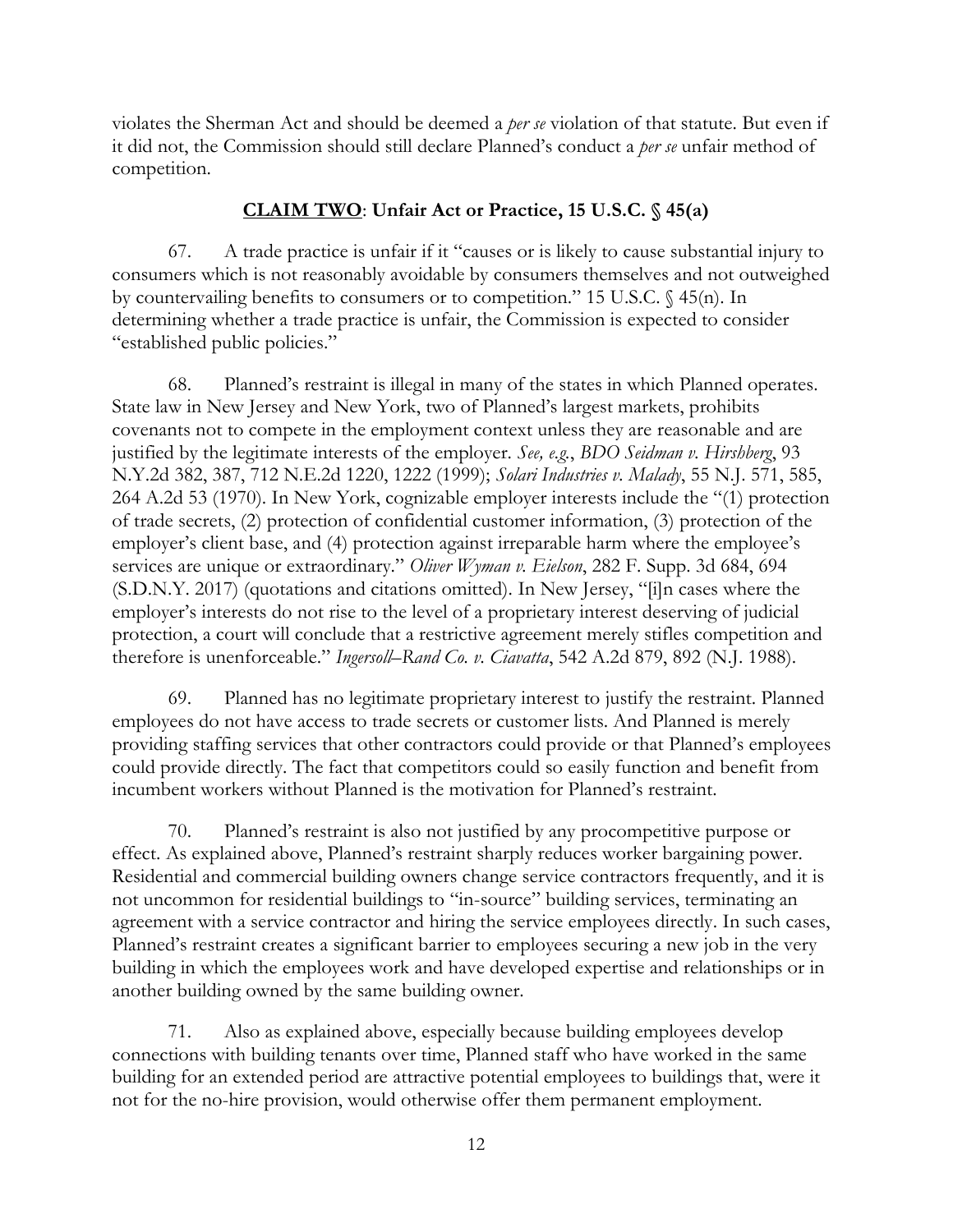violates the Sherman Act and should be deemed a *per se* violation of that statute. But even if it did not, the Commission should still declare Planned's conduct a *per se* unfair method of competition.

### **<u>CLAIM TWO</u>: Unfair Act or Practice, 15 U.S.C. § 45(a)**

67. A trade practice is unfair if it "causes or is likely to cause substantial injury to consumers which is not reasonably avoidable by consumers themselves and not outweighed by countervailing benefits to consumers or to competition." 15 U.S.C. § 45(n). In determining whether a trade practice is unfair, the Commission is expected to consider "established public policies."

68. Planned's restraint is illegal in many of the states in which Planned operates. State law in New Jersey and New York, two of Planned's largest markets, prohibits covenants not to compete in the employment context unless they are reasonable and are justified by the legitimate interests of the employer. *See, e.g.*, *BDO Seidman v. Hirshberg*, 93 N.Y.2d 382, 387, 712 N.E.2d 1220, 1222 (1999); *Solari Industries v. Malady*, 55 N.J. 571, 585, 264 A.2d 53 (1970). In New York, cognizable employer interests include the "(1) protection of trade secrets, (2) protection of confidential customer information, (3) protection of the employer's client base, and (4) protection against irreparable harm where the employee's services are unique or extraordinary." *Oliver Wyman v. Eielson*, 282 F. Supp. 3d 684, 694 (S.D.N.Y. 2017) (quotations and citations omitted). In New Jersey, "[i]n cases where the employer's interests do not rise to the level of a proprietary interest deserving of judicial protection, a court will conclude that a restrictive agreement merely stifles competition and therefore is unenforceable." *Ingersoll–Rand Co. v. Ciavatta*, 542 A.2d 879, 892 (N.J. 1988).

69. Planned has no legitimate proprietary interest to justify the restraint. Planned employees do not have access to trade secrets or customer lists. And Planned is merely providing staffing services that other contractors could provide or that Planned's employees could provide directly. The fact that competitors could so easily function and benefit from incumbent workers without Planned is the motivation for Planned's restraint.

70. Planned's restraint is also not justified by any procompetitive purpose or effect. As explained above, Planned's restraint sharply reduces worker bargaining power. Residential and commercial building owners change service contractors frequently, and it is not uncommon for residential buildings to "in-source" building services, terminating an agreement with a service contractor and hiring the service employees directly. In such cases, Planned's restraint creates a significant barrier to employees securing a new job in the very building in which the employees work and have developed expertise and relationships or in another building owned by the same building owner.

71. Also as explained above, especially because building employees develop connections with building tenants over time, Planned staff who have worked in the same building for an extended period are attractive potential employees to buildings that, were it not for the no-hire provision, would otherwise offer them permanent employment.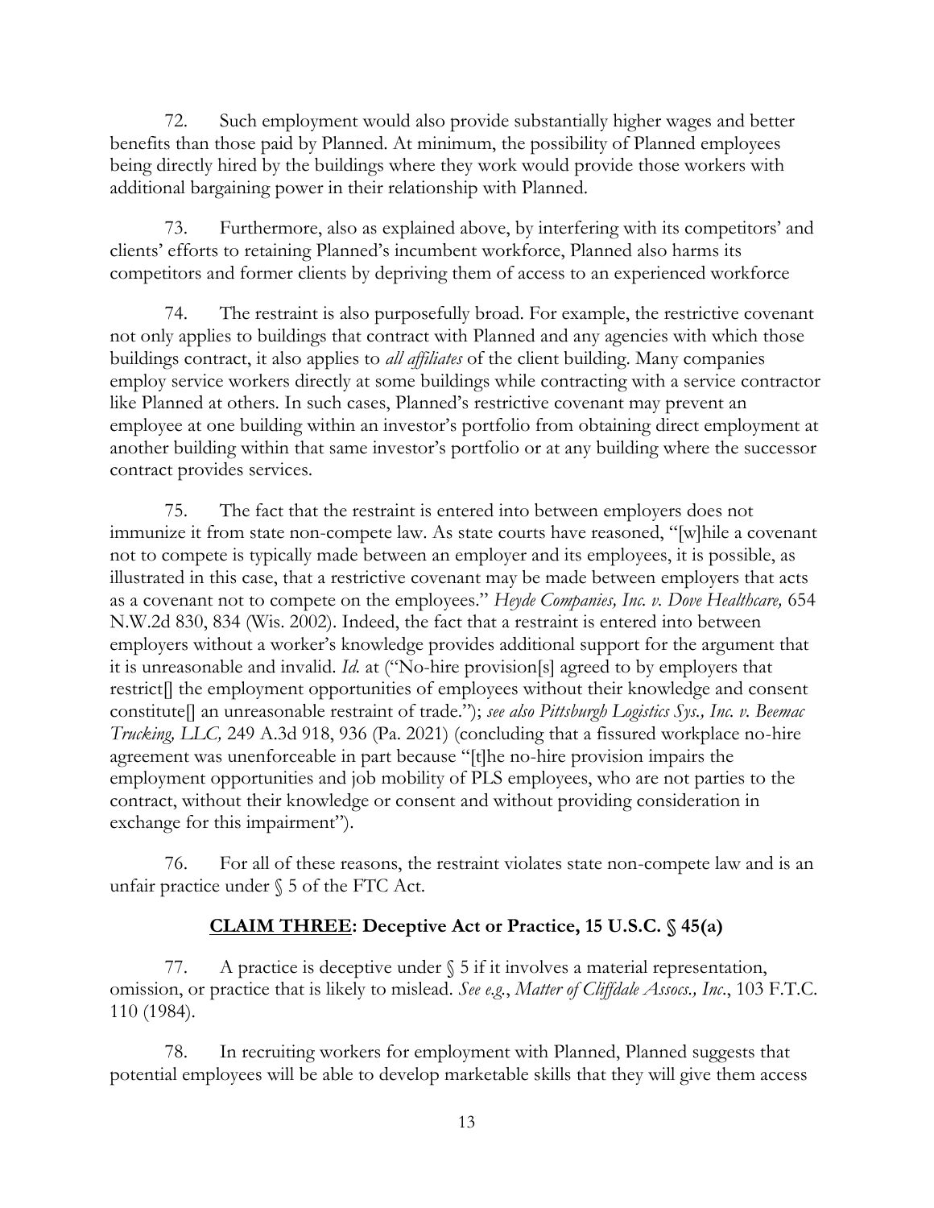72. Such employment would also provide substantially higher wages and better benefits than those paid by Planned. At minimum, the possibility of Planned employees being directly hired by the buildings where they work would provide those workers with additional bargaining power in their relationship with Planned.

73. Furthermore, also as explained above, by interfering with its competitors' and clients' efforts to retaining Planned's incumbent workforce, Planned also harms its competitors and former clients by depriving them of access to an experienced workforce

74. The restraint is also purposefully broad. For example, the restrictive covenant not only applies to buildings that contract with Planned and any agencies with which those buildings contract, it also applies to *all affiliates* of the client building. Many companies employ service workers directly at some buildings while contracting with a service contractor like Planned at others. In such cases, Planned's restrictive covenant may prevent an employee at one building within an investor's portfolio from obtaining direct employment at another building within that same investor's portfolio or at any building where the successor contract provides services.

75. The fact that the restraint is entered into between employers does not immunize it from state non-compete law. As state courts have reasoned, "[w]hile a covenant not to compete is typically made between an employer and its employees, it is possible, as illustrated in this case, that a restrictive covenant may be made between employers that acts as a covenant not to compete on the employees." *Heyde Companies, Inc. v. Dove Healthcare,* 654 N.W.2d 830, 834 (Wis. 2002). Indeed, the fact that a restraint is entered into between employers without a worker's knowledge provides additional support for the argument that it is unreasonable and invalid. *Id.* at ("No-hire provision[s] agreed to by employers that restrict[] the employment opportunities of employees without their knowledge and consent constitute[] an unreasonable restraint of trade."); *see also Pittsburgh Logistics Sys., Inc. v. Beemac Trucking, LLC,* 249 A.3d 918, 936 (Pa. 2021) (concluding that a fissured workplace no-hire agreement was unenforceable in part because "[t]he no-hire provision impairs the employment opportunities and job mobility of PLS employees, who are not parties to the contract, without their knowledge or consent and without providing consideration in exchange for this impairment").

76. For all of these reasons, the restraint violates state non-compete law and is an unfair practice under § 5 of the FTC Act.

## **<u>CLAIM THREE</u>: Deceptive Act or Practice, 15 U.S.C. § 45(a)**

77. A practice is deceptive under § 5 if it involves a material representation, omission, or practice that is likely to mislead. *See e.g.*, *Matter of Cliffdale Assocs., Inc.*, 103 F.T.C. 110 (1984).

78. In recruiting workers for employment with Planned, Planned suggests that potential employees will be able to develop marketable skills that they will give them access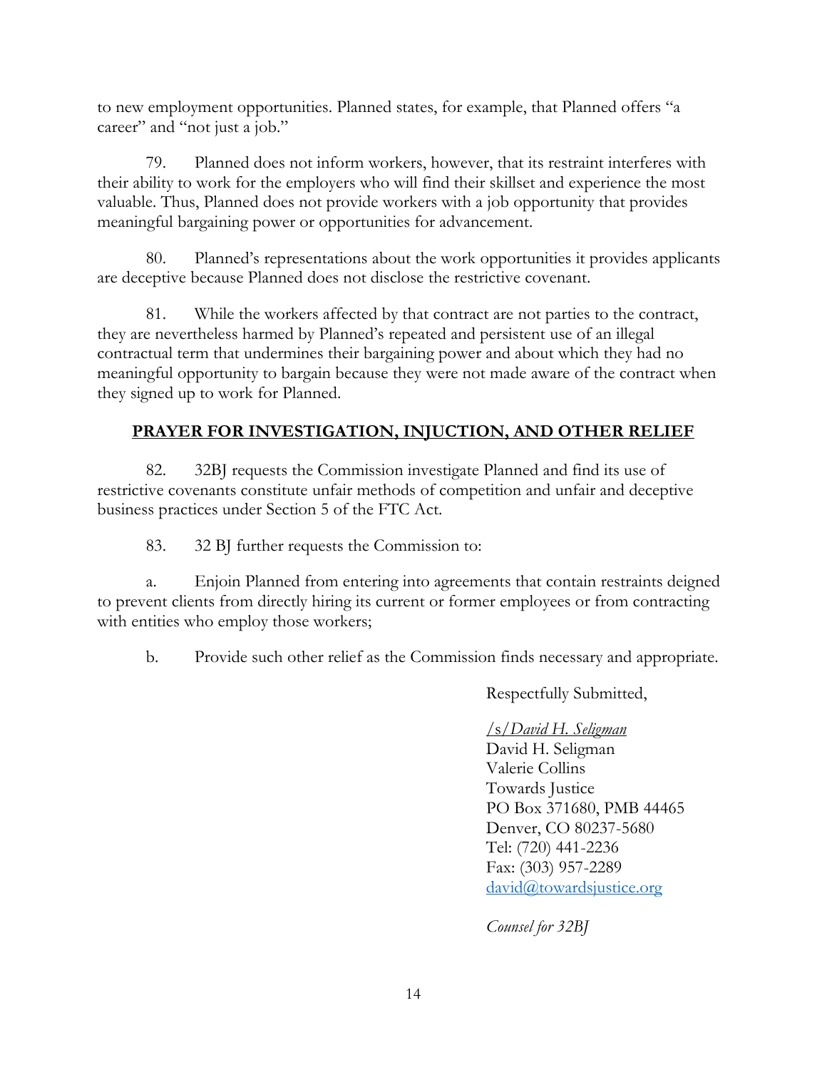to new employment opportunities. Planned states, for example, that Planned offers "a career" and "not just a job."

79. Planned does not inform workers, however, that its restraint interferes with their ability to work for the employers who will find their skillset and experience the most valuable. Thus, Planned does not provide workers with a job opportunity that provides meaningful bargaining power or opportunities for advancement.

80. Planned's representations about the work opportunities it provides applicants are deceptive because Planned does not disclose the restrictive covenant.

81. While the workers affected by that contract are not parties to the contract, they are nevertheless harmed by Planned's repeated and persistent use of an illegal contractual term that undermines their bargaining power and about which they had no meaningful opportunity to bargain because they were not made aware of the contract when they signed up to work for Planned.

## **PRAYER FOR INVESTIGATION, INJUCTION, AND OTHER RELIEF**

82. 32BJ requests the Commission investigate Planned and find its use of restrictive covenants constitute unfair methods of competition and unfair and deceptive business practices under Section 5 of the FTC Act.

83. 32 BJ further requests the Commission to:

a. Enjoin Planned from entering into agreements that contain restraints deigned to prevent clients from directly hiring its current or former employees or from contracting with entities who employ those workers;

b. Provide such other relief as the Commission finds necessary and appropriate.

Respectfully Submitted,

/s/*David H. Seligman*
David H. Seligman
Valerie Collins
Towards Justice
PO Box 371680, PMB 44465
Denver, CO 80237-5680
Tel: (720) 441-2236
Fax: (303) 957-2289
david@towardsjustice.org

*Counsel for 32BJ*